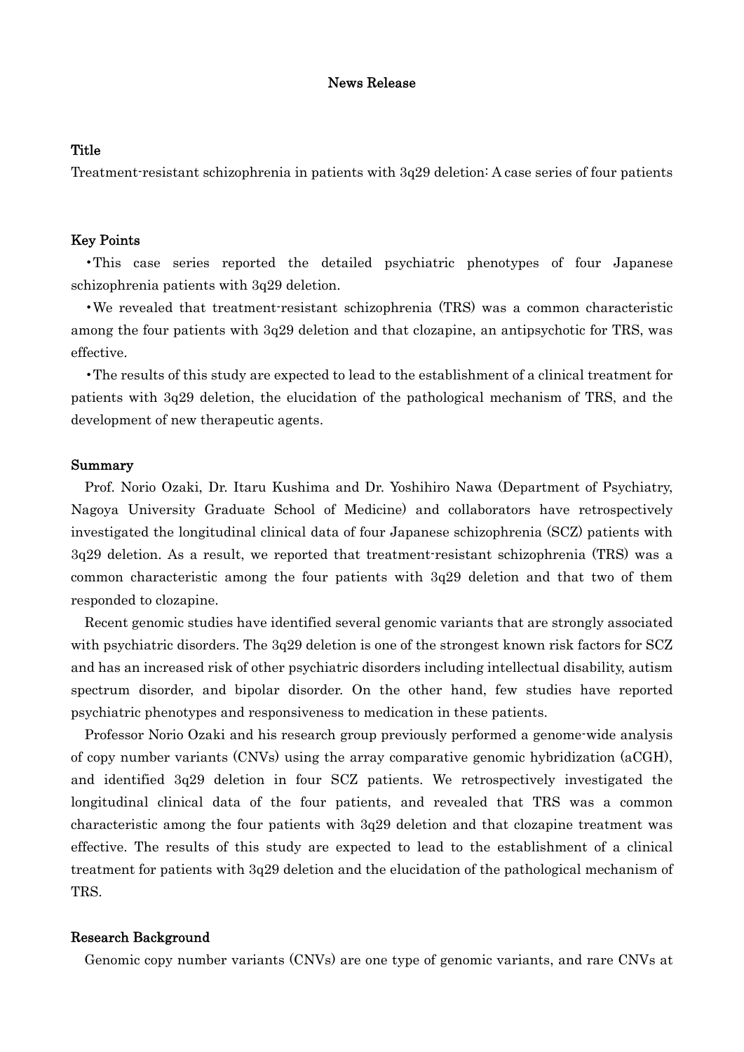# News Release

## Title

Treatment-resistant schizophrenia in patients with 3q29 deletion: A case series of four patients

## Key Points

- This case series reported the detailed psychiatric phenotypes of four Japanese schizophrenia patients with 3q29 deletion.
- We revealed that treatment-resistant schizophrenia (TRS) was a common characteristic among the four patients with 3q29 deletion and that clozapine, an antipsychotic for TRS, was effective.
- The results of this study are expected to lead to the establishment of a clinical treatment for patients with 3q29 deletion, the elucidation of the pathological mechanism of TRS, and the development of new therapeutic agents.

## Summary

Prof. Norio Ozaki, Dr. Itaru Kushima and Dr. Yoshihiro Nawa (Department of Psychiatry, Nagoya University Graduate School of Medicine) and collaborators have retrospectively investigated the longitudinal clinical data of four Japanese schizophrenia (SCZ) patients with 3q29 deletion. As a result, we reported that treatment-resistant schizophrenia (TRS) was a common characteristic among the four patients with 3q29 deletion and that two of them responded to clozapine.

Recent genomic studies have identified several genomic variants that are strongly associated with psychiatric disorders. The 3q29 deletion is one of the strongest known risk factors for SCZ and has an increased risk of other psychiatric disorders including intellectual disability, autism spectrum disorder, and bipolar disorder. On the other hand, few studies have reported psychiatric phenotypes and responsiveness to medication in these patients.

Professor Norio Ozaki and his research group previously performed a genome-wide analysis of copy number variants (CNVs) using the array comparative genomic hybridization (aCGH), and identified 3q29 deletion in four SCZ patients. We retrospectively investigated the longitudinal clinical data of the four patients, and revealed that TRS was a common characteristic among the four patients with 3q29 deletion and that clozapine treatment was effective. The results of this study are expected to lead to the establishment of a clinical treatment for patients with 3q29 deletion and the elucidation of the pathological mechanism of TRS.

## Research Background

Genomic copy number variants (CNVs) are one type of genomic variants, and rare CNVs at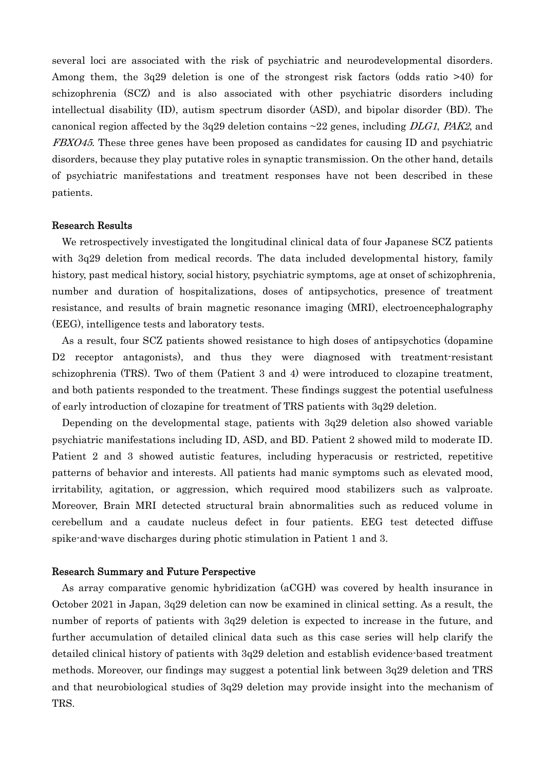several loci are associated with the risk of psychiatric and neurodevelopmental disorders. Among them, the 3q29 deletion is one of the strongest risk factors (odds ratio >40) for schizophrenia (SCZ) and is also associated with other psychiatric disorders including intellectual disability (ID), autism spectrum disorder (ASD), and bipolar disorder (BD). The canonical region affected by the 3q29 deletion contains ~22 genes, including *DLG1*, *PAK2*, and *FBXO45*. These three genes have been proposed as candidates for causing ID and psychiatric disorders, because they play putative roles in synaptic transmission. On the other hand, details of psychiatric manifestations and treatment responses have not been described in these patients.

**Research Results**

We retrospectively investigated the longitudinal clinical data of four Japanese SCZ patients with 3q29 deletion from medical records. The data included developmental history, family history, past medical history, social history, psychiatric symptoms, age at onset of schizophrenia, number and duration of hospitalizations, doses of antipsychotics, presence of treatment resistance, and results of brain magnetic resonance imaging (MRI), electroencephalography (EEG), intelligence tests and laboratory tests.

As a result, four SCZ patients showed resistance to high doses of antipsychotics (dopamine D2 receptor antagonists), and thus they were diagnosed with treatment-resistant schizophrenia (TRS). Two of them (Patient 3 and 4) were introduced to clozapine treatment, and both patients responded to the treatment. These findings suggest the potential usefulness of early introduction of clozapine for treatment of TRS patients with 3q29 deletion.

Depending on the developmental stage, patients with 3q29 deletion also showed variable psychiatric manifestations including ID, ASD, and BD. Patient 2 showed mild to moderate ID. Patient 2 and 3 showed autistic features, including hyperacusis or restricted, repetitive patterns of behavior and interests. All patients had manic symptoms such as elevated mood, irritability, agitation, or aggression, which required mood stabilizers such as valproate. Moreover, Brain MRI detected structural brain abnormalities such as reduced volume in cerebellum and a caudate nucleus defect in four patients. EEG test detected diffuse spike-and-wave discharges during photic stimulation in Patient 1 and 3.

**Research Summary and Future Perspective**

As array comparative genomic hybridization (aCGH) was covered by health insurance in October 2021 in Japan, 3q29 deletion can now be examined in clinical setting. As a result, the number of reports of patients with 3q29 deletion is expected to increase in the future, and further accumulation of detailed clinical data such as this case series will help clarify the detailed clinical history of patients with 3q29 deletion and establish evidence-based treatment methods. Moreover, our findings may suggest a potential link between 3q29 deletion and TRS and that neurobiological studies of 3q29 deletion may provide insight into the mechanism of TRS.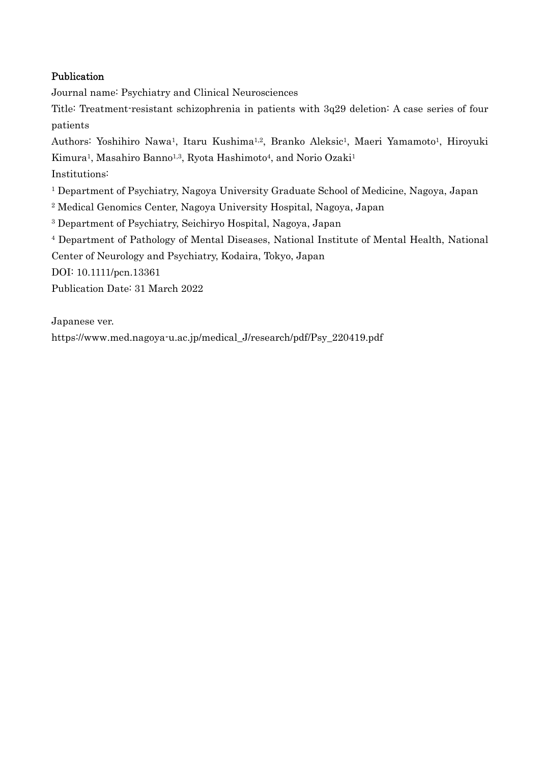**Publication**

Journal name: Psychiatry and Clinical Neurosciences

Title: Treatment-resistant schizophrenia in patients with 3q29 deletion: A case series of four patients

Authors: Yoshihiro Nawa[1], Itaru Kushima[1,2], Branko Aleksic[1], Maeri Yamamoto[1], Hiroyuki Kimura[1], Masahiro Banno[1,3], Ryota Hashimoto[4], and Norio Ozaki[1]

Institutions:

[1] Department of Psychiatry, Nagoya University Graduate School of Medicine, Nagoya, Japan

[2] Medical Genomics Center, Nagoya University Hospital, Nagoya, Japan

[3] Department of Psychiatry, Seichiryo Hospital, Nagoya, Japan

[4] Department of Pathology of Mental Diseases, National Institute of Mental Health, National Center of Neurology and Psychiatry, Kodaira, Tokyo, Japan

DOI: 10.1111/pcn.13361

Publication Date: 31 March 2022

Japanese ver.

https://www.med.nagoya-u.ac.jp/medical_J/research/pdf/Psy_220419.pdf